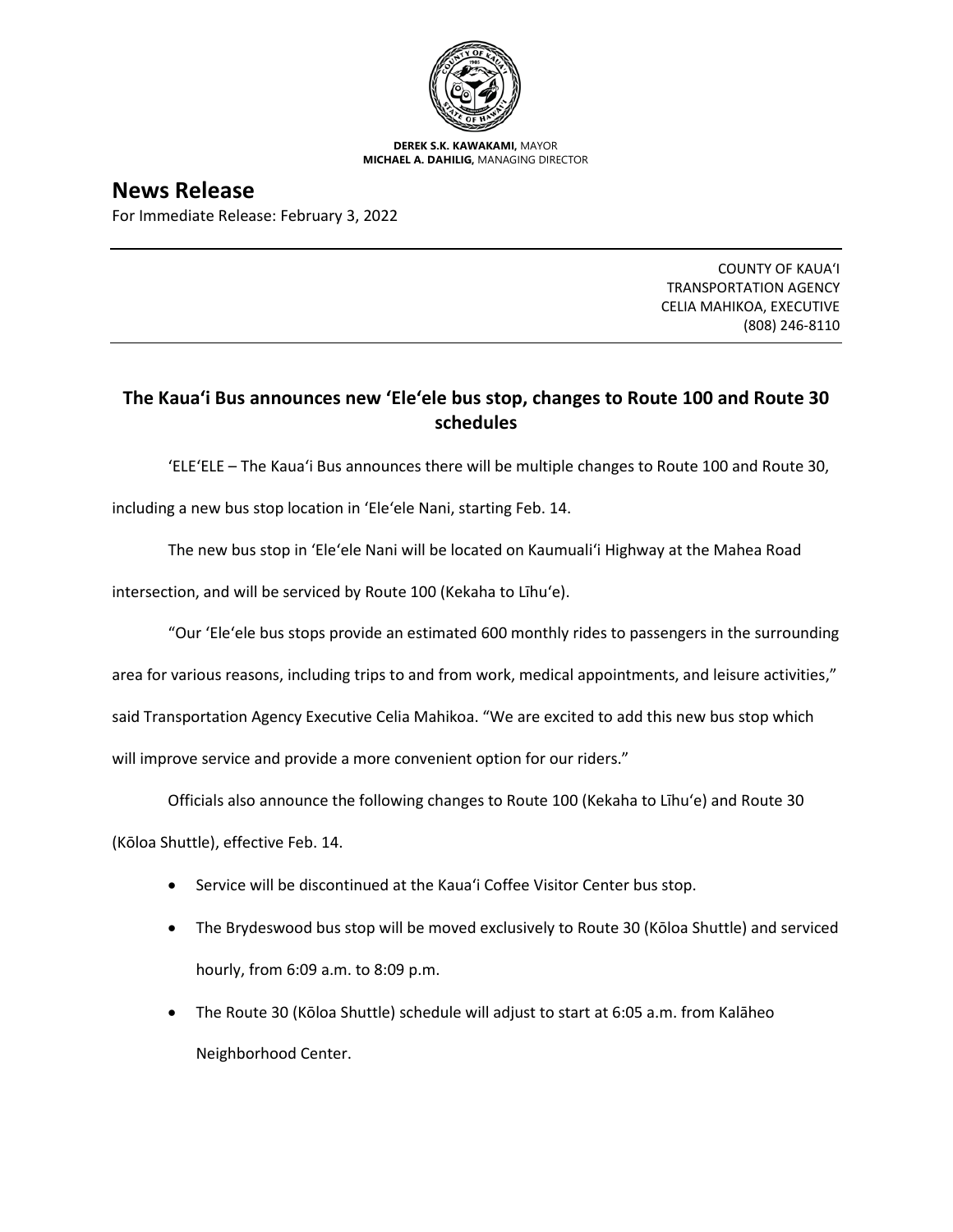**DEREK S.K. KAWAKAMI,** MAYOR
**MICHAEL A. DAHILIG,** MANAGING DIRECTOR

# News Release

For Immediate Release: February 3, 2022

COUNTY OF KAUAʻI
TRANSPORTATION AGENCY
CELIA MAHIKOA, EXECUTIVE
(808) 246-8110

## The Kauaʻi Bus announces new ʻEleʻele bus stop, changes to Route 100 and Route 30 schedules

ʻELEʻELE – The Kauaʻi Bus announces there will be multiple changes to Route 100 and Route 30, including a new bus stop location in ʻEleʻele Nani, starting Feb. 14.

The new bus stop in ʻEleʻele Nani will be located on Kaumualiʻi Highway at the Mahea Road intersection, and will be serviced by Route 100 (Kekaha to Līhuʻe).

"Our ʻEleʻele bus stops provide an estimated 600 monthly rides to passengers in the surrounding area for various reasons, including trips to and from work, medical appointments, and leisure activities," said Transportation Agency Executive Celia Mahikoa. "We are excited to add this new bus stop which will improve service and provide a more convenient option for our riders."

Officials also announce the following changes to Route 100 (Kekaha to Līhuʻe) and Route 30 (Kōloa Shuttle), effective Feb. 14.

- Service will be discontinued at the Kauaʻi Coffee Visitor Center bus stop.
- The Brydeswood bus stop will be moved exclusively to Route 30 (Kōloa Shuttle) and serviced hourly, from 6:09 a.m. to 8:09 p.m.
- The Route 30 (Kōloa Shuttle) schedule will adjust to start at 6:05 a.m. from Kalāheo Neighborhood Center.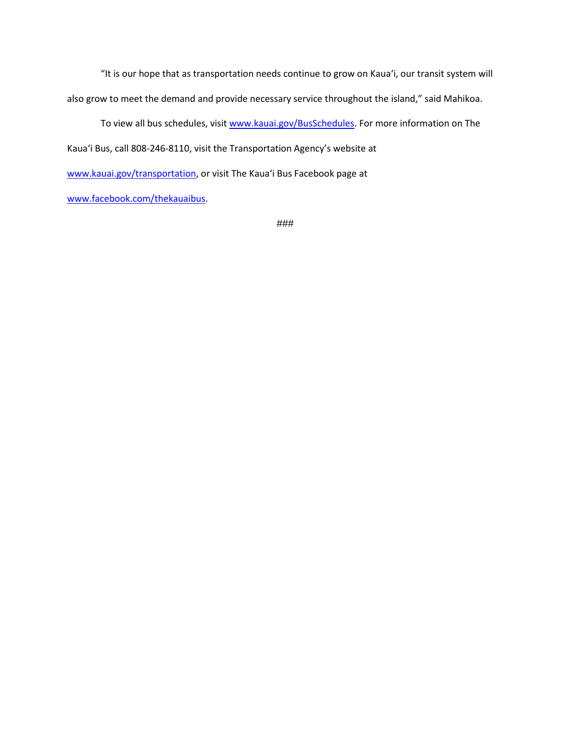"It is our hope that as transportation needs continue to grow on Kauaʻi, our transit system will also grow to meet the demand and provide necessary service throughout the island," said Mahikoa.

To view all bus schedules, visit [www.kauai.gov/BusSchedules](http://www.kauai.gov/BusSchedules). For more information on The Kauaʻi Bus, call 808-246-8110, visit the Transportation Agency's website at [www.kauai.gov/transportation](http://www.kauai.gov/transportation), or visit The Kauaʻi Bus Facebook page at [www.facebook.com/thekauaibus](http://www.facebook.com/thekauaibus).

###